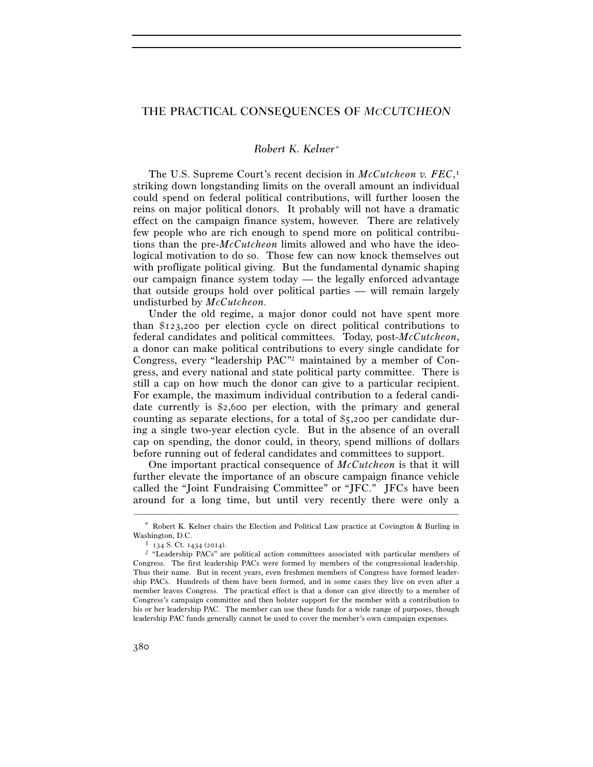# THE PRACTICAL CONSEQUENCES OF *McCUTCHEON*

*Robert K. Kelner*[*]

The U.S. Supreme Court's recent decision in *McCutcheon v. FEC*,[1] striking down longstanding limits on the overall amount an individual could spend on federal political contributions, will further loosen the reins on major political donors. It probably will not have a dramatic effect on the campaign finance system, however. There are relatively few people who are rich enough to spend more on political contributions than the pre-*McCutcheon* limits allowed and who have the ideological motivation to do so. Those few can now knock themselves out with profligate political giving. But the fundamental dynamic shaping our campaign finance system today — the legally enforced advantage that outside groups hold over political parties — will remain largely undisturbed by *McCutcheon*.

Under the old regime, a major donor could not have spent more than $123,200 per election cycle on direct political contributions to federal candidates and political committees. Today, post-*McCutcheon*, a donor can make political contributions to every single candidate for Congress, every "leadership PAC"[2] maintained by a member of Congress, and every national and state political party committee. There is still a cap on how much the donor can give to a particular recipient. For example, the maximum individual contribution to a federal candidate currently is $2,600 per election, with the primary and general counting as separate elections, for a total of $5,200 per candidate during a single two-year election cycle. But in the absence of an overall cap on spending, the donor could, in theory, spend millions of dollars before running out of federal candidates and committees to support.

One important practical consequence of *McCutcheon* is that it will further elevate the importance of an obscure campaign finance vehicle called the "Joint Fundraising Committee" or "JFC." JFCs have been around for a long time, but until very recently there were only a

---

[*] Robert K. Kelner chairs the Election and Political Law practice at Covington & Burling in Washington, D.C.

[1] 134 S. Ct. 1434 (2014).

[2] "Leadership PACs" are political action committees associated with particular members of Congress. The first leadership PACs were formed by members of the congressional leadership. Thus their name. But in recent years, even freshmen members of Congress have formed leadership PACs. Hundreds of them have been formed, and in some cases they live on even after a member leaves Congress. The practical effect is that a donor can give directly to a member of Congress's campaign committee and then bolster support for the member with a contribution to his or her leadership PAC. The member can use these funds for a wide range of purposes, though leadership PAC funds generally cannot be used to cover the member's own campaign expenses.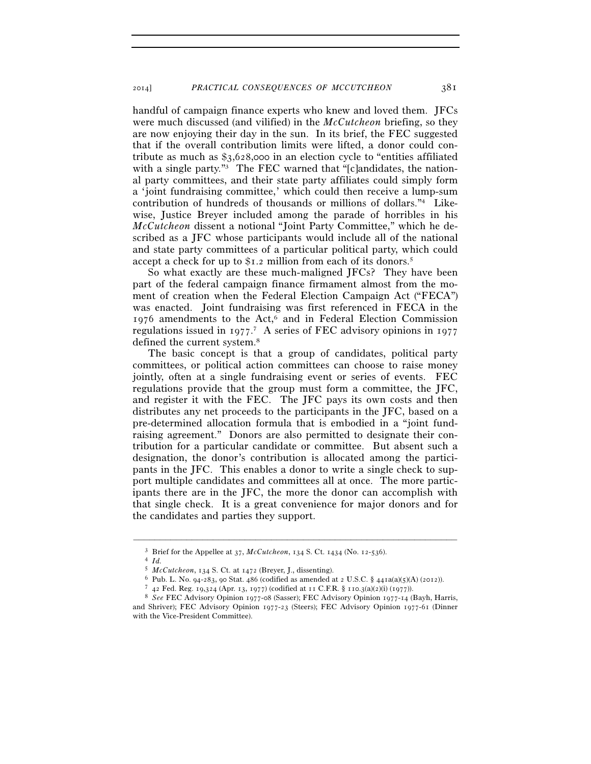handful of campaign finance experts who knew and loved them. JFCs were much discussed (and vilified) in the *McCutcheon* briefing, so they are now enjoying their day in the sun. In its brief, the FEC suggested that if the overall contribution limits were lifted, a donor could contribute as much as $3,628,000 in an election cycle to "entities affiliated with a single party."[3] The FEC warned that "[c]andidates, the national party committees, and their state party affiliates could simply form a 'joint fundraising committee,' which could then receive a lump-sum contribution of hundreds of thousands or millions of dollars."[4] Likewise, Justice Breyer included among the parade of horribles in his *McCutcheon* dissent a notional "Joint Party Committee," which he described as a JFC whose participants would include all of the national and state party committees of a particular political party, which could accept a check for up to $1.2 million from each of its donors.[5]

So what exactly are these much-maligned JFCs? They have been part of the federal campaign finance firmament almost from the moment of creation when the Federal Election Campaign Act ("FECA") was enacted. Joint fundraising was first referenced in FECA in the 1976 amendments to the Act,[6] and in Federal Election Commission regulations issued in 1977.[7] A series of FEC advisory opinions in 1977 defined the current system.[8]

The basic concept is that a group of candidates, political party committees, or political action committees can choose to raise money jointly, often at a single fundraising event or series of events. FEC regulations provide that the group must form a committee, the JFC, and register it with the FEC. The JFC pays its own costs and then distributes any net proceeds to the participants in the JFC, based on a pre-determined allocation formula that is embodied in a "joint fundraising agreement." Donors are also permitted to designate their contribution for a particular candidate or committee. But absent such a designation, the donor's contribution is allocated among the participants in the JFC. This enables a donor to write a single check to support multiple candidates and committees all at once. The more participants there are in the JFC, the more the donor can accomplish with that single check. It is a great convenience for major donors and for the candidates and parties they support.

---

[3] Brief for the Appellee at 37, *McCutcheon*, 134 S. Ct. 1434 (No. 12-536).

[4] *Id.*

[5] *McCutcheon*, 134 S. Ct. at 1472 (Breyer, J., dissenting).

[6] Pub. L. No. 94-283, 90 Stat. 486 (codified as amended at 2 U.S.C. § 441a(a)(5)(A) (2012)).

[7] 42 Fed. Reg. 19,324 (Apr. 13, 1977) (codified at 11 C.F.R. § 110.3(a)(2)(i) (1977)).

[8] *See* FEC Advisory Opinion 1977-08 (Sasser); FEC Advisory Opinion 1977-14 (Bayh, Harris, and Shriver); FEC Advisory Opinion 1977-23 (Steers); FEC Advisory Opinion 1977-61 (Dinner with the Vice-President Committee).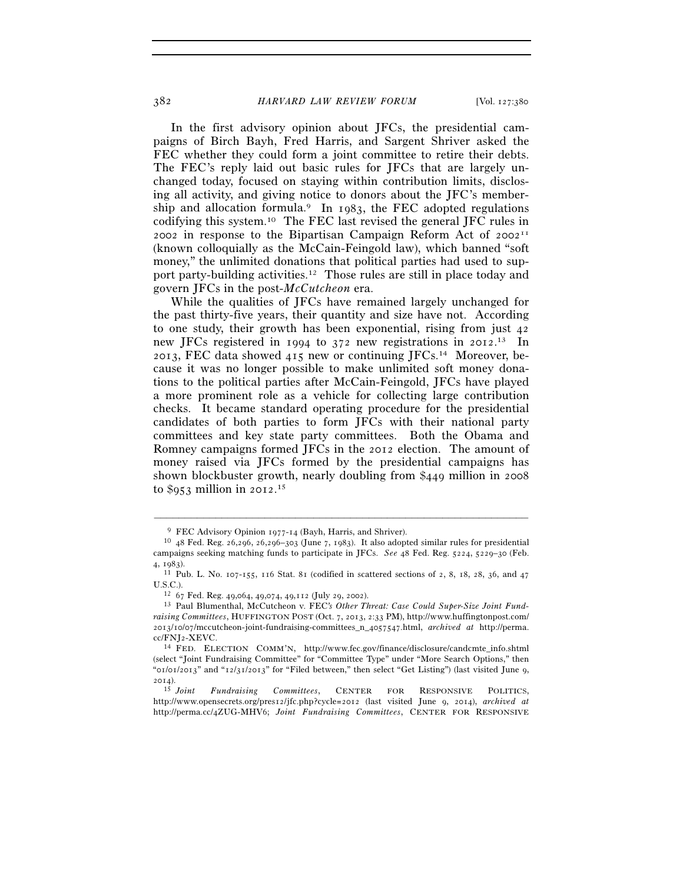In the first advisory opinion about JFCs, the presidential campaigns of Birch Bayh, Fred Harris, and Sargent Shriver asked the FEC whether they could form a joint committee to retire their debts. The FEC's reply laid out basic rules for JFCs that are largely unchanged today, focused on staying within contribution limits, disclosing all activity, and giving notice to donors about the JFC's membership and allocation formula.[9] In 1983, the FEC adopted regulations codifying this system.[10] The FEC last revised the general JFC rules in 2002 in response to the Bipartisan Campaign Reform Act of 2002[11] (known colloquially as the McCain-Feingold law), which banned "soft money," the unlimited donations that political parties had used to support party-building activities.[12] Those rules are still in place today and govern JFCs in the post-*McCutcheon* era.

While the qualities of JFCs have remained largely unchanged for the past thirty-five years, their quantity and size have not. According to one study, their growth has been exponential, rising from just 42 new JFCs registered in 1994 to 372 new registrations in 2012.[13] In 2013, FEC data showed 415 new or continuing JFCs.[14] Moreover, because it was no longer possible to make unlimited soft money donations to the political parties after McCain-Feingold, JFCs have played a more prominent role as a vehicle for collecting large contribution checks. It became standard operating procedure for the presidential candidates of both parties to form JFCs with their national party committees and key state party committees. Both the Obama and Romney campaigns formed JFCs in the 2012 election. The amount of money raised via JFCs formed by the presidential campaigns has shown blockbuster growth, nearly doubling from $449 million in 2008 to $953 million in 2012.[15]

---

[9] FEC Advisory Opinion 1977-14 (Bayh, Harris, and Shriver).

[10] 48 Fed. Reg. 26,296, 26,296–303 (June 7, 1983). It also adopted similar rules for presidential campaigns seeking matching funds to participate in JFCs. *See* 48 Fed. Reg. 5224, 5229–30 (Feb. 4, 1983).

[11] Pub. L. No. 107-155, 116 Stat. 81 (codified in scattered sections of 2, 8, 18, 28, 36, and 47 U.S.C.).

[12] 67 Fed. Reg. 49,064, 49,074, 49,112 (July 29, 2002).

[13] Paul Blumenthal, McCutcheon v. FEC*'s Other Threat: Case Could Super-Size Joint Fundraising Committees*, HUFFINGTON POST (Oct. 7, 2013, 2:33 PM), http://www.huffingtonpost.com/2013/10/07/mccutcheon-joint-fundraising-committees_n_4057547.html, *archived at* http://perma.cc/FNJ2-XEVC.

[14] FED. ELECTION COMM'N, http://www.fec.gov/finance/disclosure/candcmte_info.shtml (select "Joint Fundraising Committee" for "Committee Type" under "More Search Options," then "01/01/2013" and "12/31/2013" for "Filed between," then select "Get Listing") (last visited June 9, 2014).

[15] *Joint Fundraising Committees*, CENTER FOR RESPONSIVE POLITICS, http://www.opensecrets.org/pres12/jfc.php?cycle=2012 (last visited June 9, 2014), *archived at* http://perma.cc/4ZUG-MHV6; *Joint Fundraising Committees*, CENTER FOR RESPONSIVE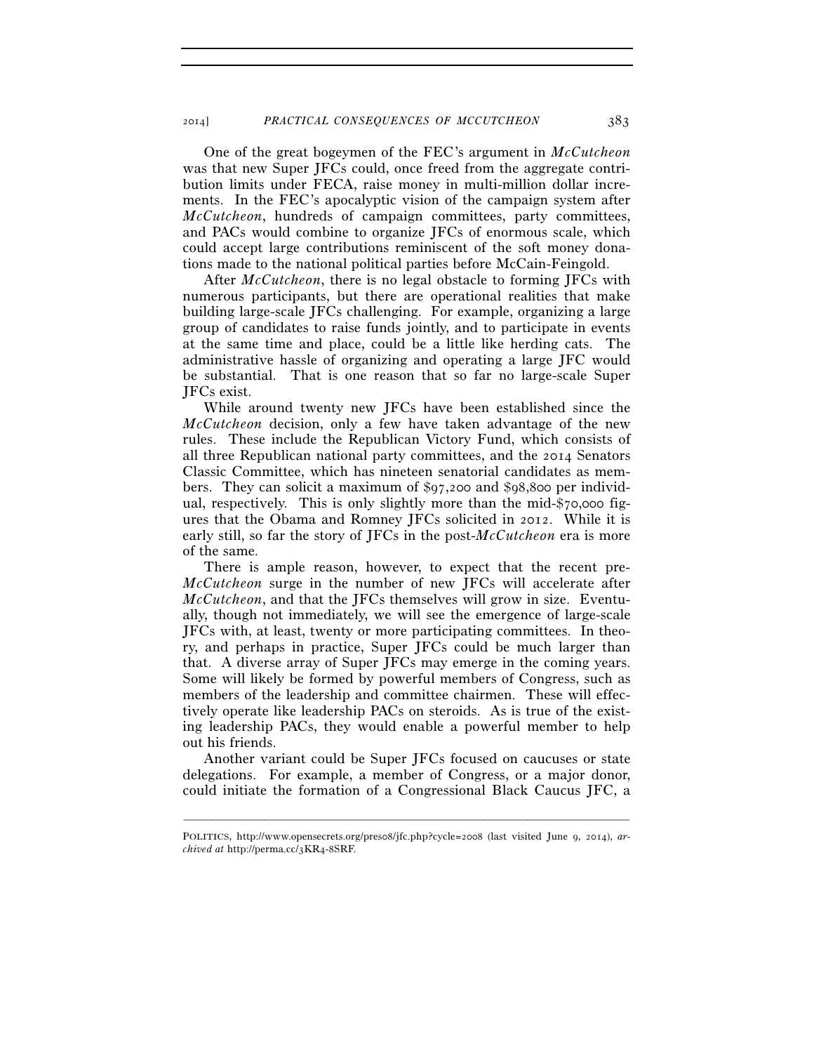One of the great bogeymen of the FEC's argument in *McCutcheon* was that new Super JFCs could, once freed from the aggregate contribution limits under FECA, raise money in multi-million dollar increments. In the FEC's apocalyptic vision of the campaign system after *McCutcheon*, hundreds of campaign committees, party committees, and PACs would combine to organize JFCs of enormous scale, which could accept large contributions reminiscent of the soft money donations made to the national political parties before McCain-Feingold.

After *McCutcheon*, there is no legal obstacle to forming JFCs with numerous participants, but there are operational realities that make building large-scale JFCs challenging. For example, organizing a large group of candidates to raise funds jointly, and to participate in events at the same time and place, could be a little like herding cats. The administrative hassle of organizing and operating a large JFC would be substantial. That is one reason that so far no large-scale Super JFCs exist.

While around twenty new JFCs have been established since the *McCutcheon* decision, only a few have taken advantage of the new rules. These include the Republican Victory Fund, which consists of all three Republican national party committees, and the 2014 Senators Classic Committee, which has nineteen senatorial candidates as members. They can solicit a maximum of $97,200 and $98,800 per individual, respectively. This is only slightly more than the mid-$70,000 figures that the Obama and Romney JFCs solicited in 2012. While it is early still, so far the story of JFCs in the post-*McCutcheon* era is more of the same.

There is ample reason, however, to expect that the recent pre-*McCutcheon* surge in the number of new JFCs will accelerate after *McCutcheon*, and that the JFCs themselves will grow in size. Eventually, though not immediately, we will see the emergence of large-scale JFCs with, at least, twenty or more participating committees. In theory, and perhaps in practice, Super JFCs could be much larger than that. A diverse array of Super JFCs may emerge in the coming years. Some will likely be formed by powerful members of Congress, such as members of the leadership and committee chairmen. These will effectively operate like leadership PACs on steroids. As is true of the existing leadership PACs, they would enable a powerful member to help out his friends.

Another variant could be Super JFCs focused on caucuses or state delegations. For example, a member of Congress, or a major donor, could initiate the formation of a Congressional Black Caucus JFC, a

---

POLITICS, http://www.opensecrets.org/pres08/jfc.php?cycle=2008 (last visited June 9, 2014), *archived at* http://perma.cc/3KR4-8SRF.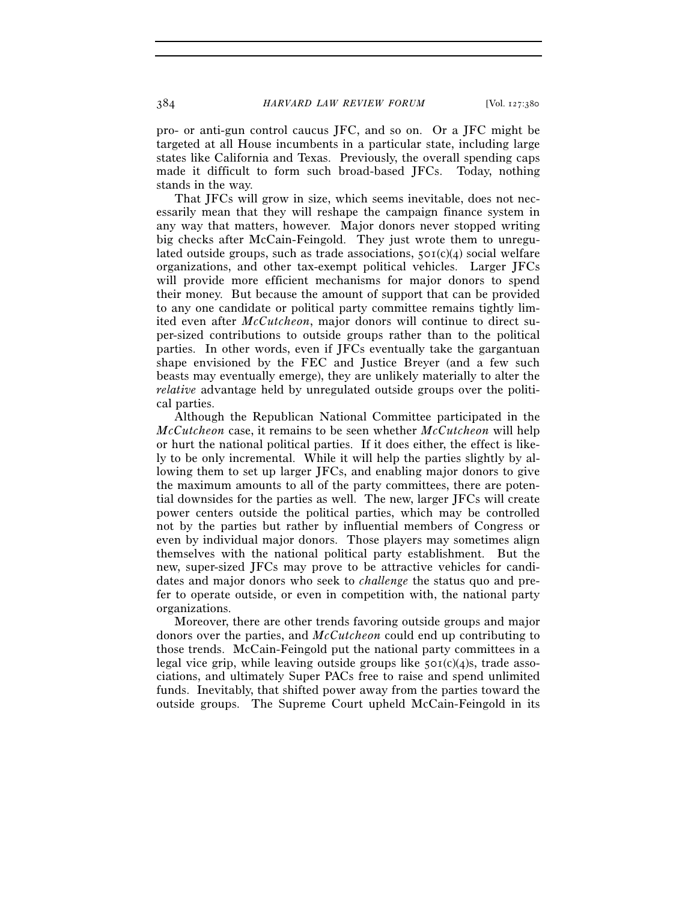pro- or anti-gun control caucus JFC, and so on. Or a JFC might be targeted at all House incumbents in a particular state, including large states like California and Texas. Previously, the overall spending caps made it difficult to form such broad-based JFCs. Today, nothing stands in the way.

That JFCs will grow in size, which seems inevitable, does not necessarily mean that they will reshape the campaign finance system in any way that matters, however. Major donors never stopped writing big checks after McCain-Feingold. They just wrote them to unregulated outside groups, such as trade associations, 501(c)(4) social welfare organizations, and other tax-exempt political vehicles. Larger JFCs will provide more efficient mechanisms for major donors to spend their money. But because the amount of support that can be provided to any one candidate or political party committee remains tightly limited even after *McCutcheon*, major donors will continue to direct super-sized contributions to outside groups rather than to the political parties. In other words, even if JFCs eventually take the gargantuan shape envisioned by the FEC and Justice Breyer (and a few such beasts may eventually emerge), they are unlikely materially to alter the *relative* advantage held by unregulated outside groups over the political parties.

Although the Republican National Committee participated in the *McCutcheon* case, it remains to be seen whether *McCutcheon* will help or hurt the national political parties. If it does either, the effect is likely to be only incremental. While it will help the parties slightly by allowing them to set up larger JFCs, and enabling major donors to give the maximum amounts to all of the party committees, there are potential downsides for the parties as well. The new, larger JFCs will create power centers outside the political parties, which may be controlled not by the parties but rather by influential members of Congress or even by individual major donors. Those players may sometimes align themselves with the national political party establishment. But the new, super-sized JFCs may prove to be attractive vehicles for candidates and major donors who seek to *challenge* the status quo and prefer to operate outside, or even in competition with, the national party organizations.

Moreover, there are other trends favoring outside groups and major donors over the parties, and *McCutcheon* could end up contributing to those trends. McCain-Feingold put the national party committees in a legal vice grip, while leaving outside groups like 501(c)(4)s, trade associations, and ultimately Super PACs free to raise and spend unlimited funds. Inevitably, that shifted power away from the parties toward the outside groups. The Supreme Court upheld McCain-Feingold in its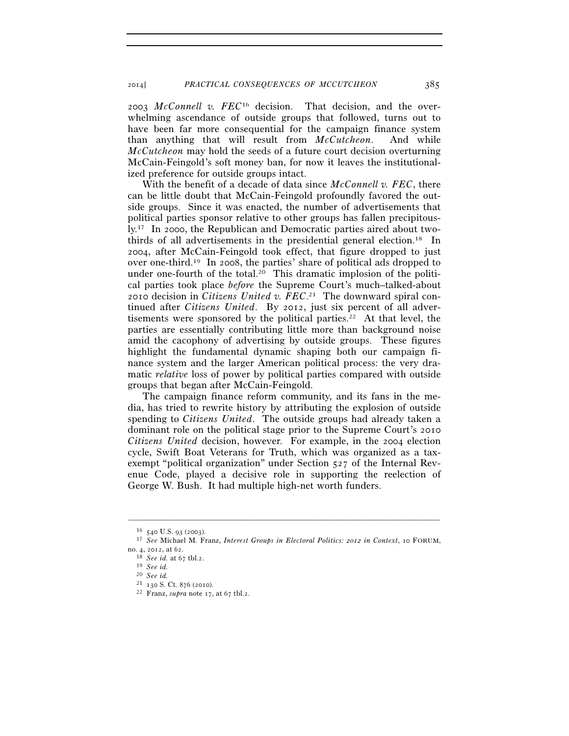2003 *McConnell v. FEC*[16] decision. That decision, and the overwhelming ascendance of outside groups that followed, turns out to have been far more consequential for the campaign finance system than anything that will result from *McCutcheon*. And while *McCutcheon* may hold the seeds of a future court decision overturning McCain-Feingold's soft money ban, for now it leaves the institutionalized preference for outside groups intact.

With the benefit of a decade of data since *McConnell v. FEC*, there can be little doubt that McCain-Feingold profoundly favored the outside groups. Since it was enacted, the number of advertisements that political parties sponsor relative to other groups has fallen precipitously.[17] In 2000, the Republican and Democratic parties aired about two-thirds of all advertisements in the presidential general election.[18] In 2004, after McCain-Feingold took effect, that figure dropped to just over one-third.[19] In 2008, the parties' share of political ads dropped to under one-fourth of the total.[20] This dramatic implosion of the political parties took place *before* the Supreme Court's much–talked-about 2010 decision in *Citizens United v. FEC*.[21] The downward spiral continued after *Citizens United*. By 2012, just six percent of all advertisements were sponsored by the political parties.[22] At that level, the parties are essentially contributing little more than background noise amid the cacophony of advertising by outside groups. These figures highlight the fundamental dynamic shaping both our campaign finance system and the larger American political process: the very dramatic *relative* loss of power by political parties compared with outside groups that began after McCain-Feingold.

The campaign finance reform community, and its fans in the media, has tried to rewrite history by attributing the explosion of outside spending to *Citizens United*. The outside groups had already taken a dominant role on the political stage prior to the Supreme Court's 2010 *Citizens United* decision, however. For example, in the 2004 election cycle, Swift Boat Veterans for Truth, which was organized as a tax-exempt "political organization" under Section 527 of the Internal Revenue Code, played a decisive role in supporting the reelection of George W. Bush. It had multiple high-net worth funders.

---

[16] 540 U.S. 93 (2003).

[17] *See* Michael M. Franz, *Interest Groups in Electoral Politics: 2012 in Context*, 10 FORUM, no. 4, 2012, at 62.

[18] *See id.* at 67 tbl.2.

[19] *See id.*

[20] *See id.*

[21] 130 S. Ct. 876 (2010).

[22] Franz, *supra* note 17, at 67 tbl.2.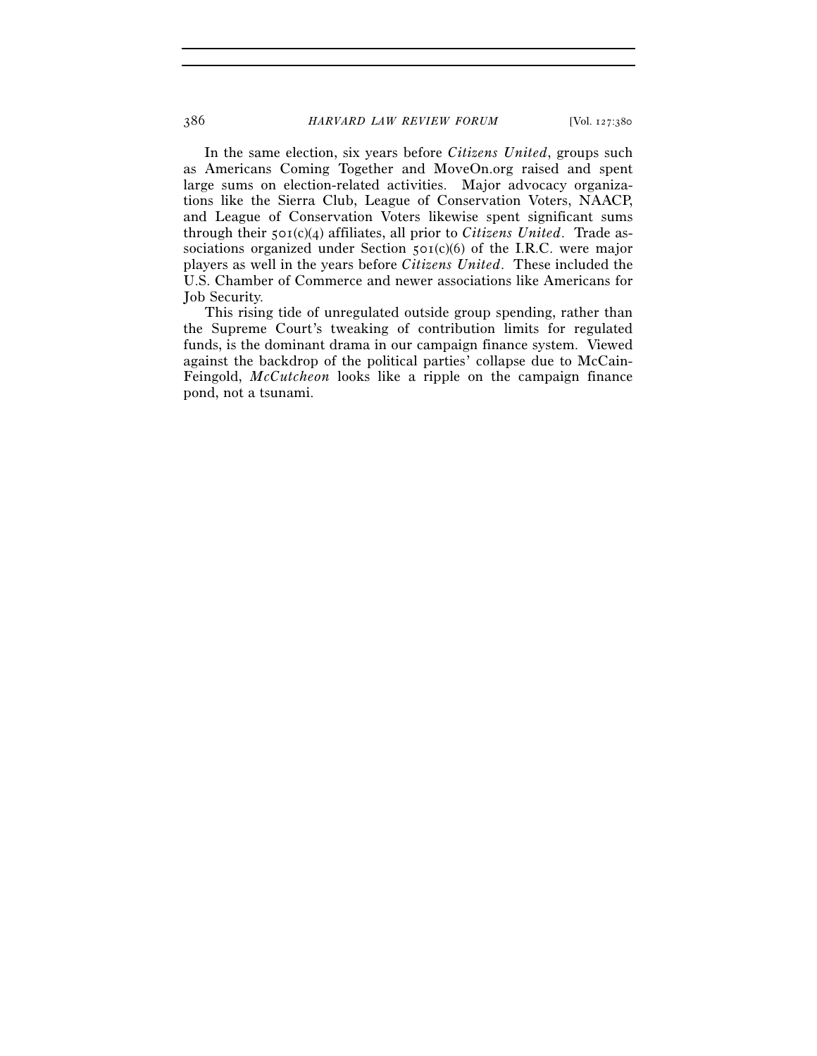In the same election, six years before *Citizens United*, groups such as Americans Coming Together and MoveOn.org raised and spent large sums on election-related activities. Major advocacy organizations like the Sierra Club, League of Conservation Voters, NAACP, and League of Conservation Voters likewise spent significant sums through their 501(c)(4) affiliates, all prior to *Citizens United*. Trade associations organized under Section 501(c)(6) of the I.R.C. were major players as well in the years before *Citizens United*. These included the U.S. Chamber of Commerce and newer associations like Americans for Job Security.

This rising tide of unregulated outside group spending, rather than the Supreme Court's tweaking of contribution limits for regulated funds, is the dominant drama in our campaign finance system. Viewed against the backdrop of the political parties' collapse due to McCain-Feingold, *McCutcheon* looks like a ripple on the campaign finance pond, not a tsunami.